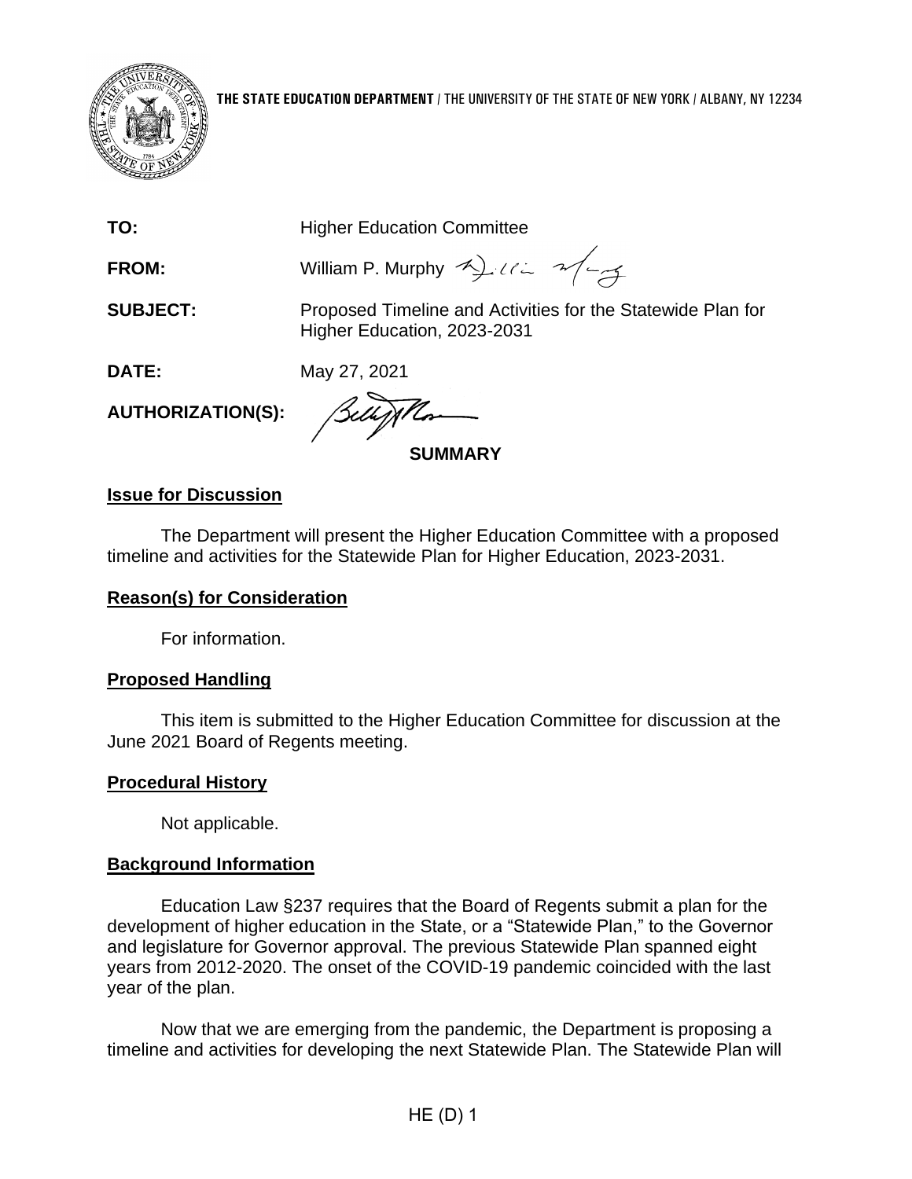**THE STATE EDUCATION DEPARTMENT** / THE UNIVERSITY OF THE STATE OF NEW YORK / ALBANY, NY 12234

**TO:** Higher Education Committee

**FROM:** William P. Murphy

**SUBJECT:** Proposed Timeline and Activities for the Statewide Plan for Higher Education, 2023-2031

**DATE:** May 27, 2021

**AUTHORIZATION(S):**

## SUMMARY

### Issue for Discussion

The Department will present the Higher Education Committee with a proposed timeline and activities for the Statewide Plan for Higher Education, 2023-2031.

### Reason(s) for Consideration

For information.

### Proposed Handling

This item is submitted to the Higher Education Committee for discussion at the June 2021 Board of Regents meeting.

### Procedural History

Not applicable.

### Background Information

Education Law §237 requires that the Board of Regents submit a plan for the development of higher education in the State, or a "Statewide Plan," to the Governor and legislature for Governor approval. The previous Statewide Plan spanned eight years from 2012-2020. The onset of the COVID-19 pandemic coincided with the last year of the plan.

Now that we are emerging from the pandemic, the Department is proposing a timeline and activities for developing the next Statewide Plan. The Statewide Plan will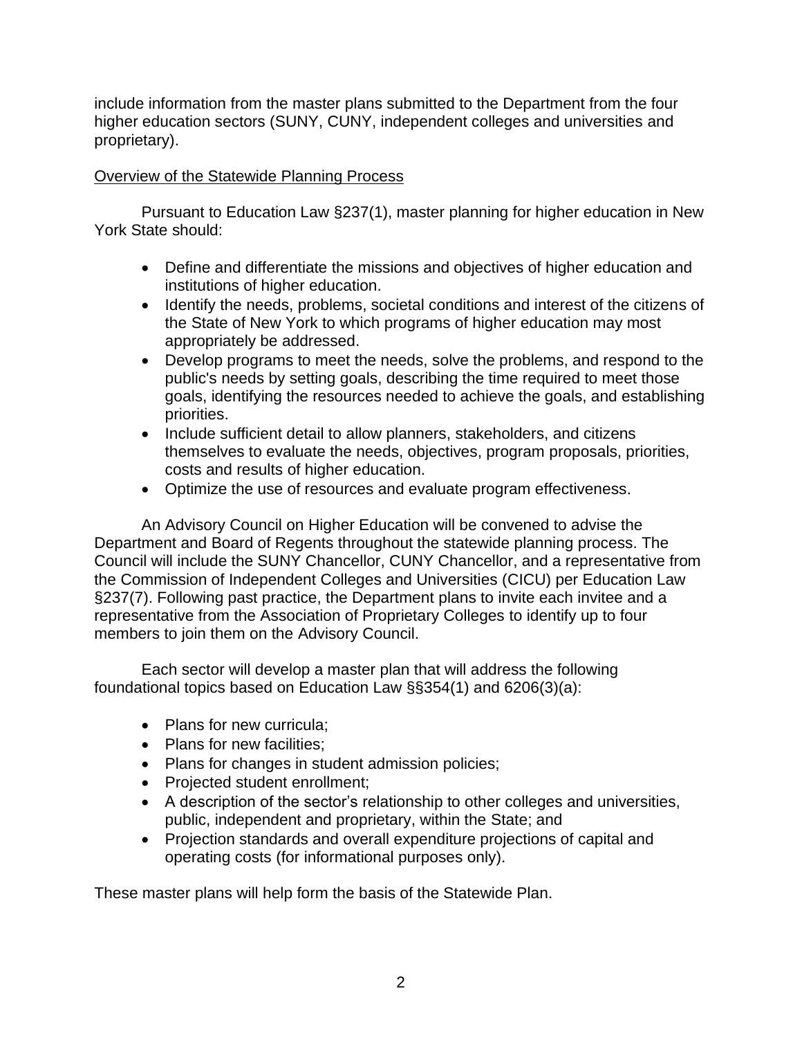include information from the master plans submitted to the Department from the four higher education sectors (SUNY, CUNY, independent colleges and universities and proprietary).

Overview of the Statewide Planning Process

Pursuant to Education Law §237(1), master planning for higher education in New York State should:

- Define and differentiate the missions and objectives of higher education and institutions of higher education.
- Identify the needs, problems, societal conditions and interest of the citizens of the State of New York to which programs of higher education may most appropriately be addressed.
- Develop programs to meet the needs, solve the problems, and respond to the public's needs by setting goals, describing the time required to meet those goals, identifying the resources needed to achieve the goals, and establishing priorities.
- Include sufficient detail to allow planners, stakeholders, and citizens themselves to evaluate the needs, objectives, program proposals, priorities, costs and results of higher education.
- Optimize the use of resources and evaluate program effectiveness.

An Advisory Council on Higher Education will be convened to advise the Department and Board of Regents throughout the statewide planning process. The Council will include the SUNY Chancellor, CUNY Chancellor, and a representative from the Commission of Independent Colleges and Universities (CICU) per Education Law §237(7). Following past practice, the Department plans to invite each invitee and a representative from the Association of Proprietary Colleges to identify up to four members to join them on the Advisory Council.

Each sector will develop a master plan that will address the following foundational topics based on Education Law §§354(1) and 6206(3)(a):

- Plans for new curricula;
- Plans for new facilities;
- Plans for changes in student admission policies;
- Projected student enrollment;
- A description of the sector's relationship to other colleges and universities, public, independent and proprietary, within the State; and
- Projection standards and overall expenditure projections of capital and operating costs (for informational purposes only).

These master plans will help form the basis of the Statewide Plan.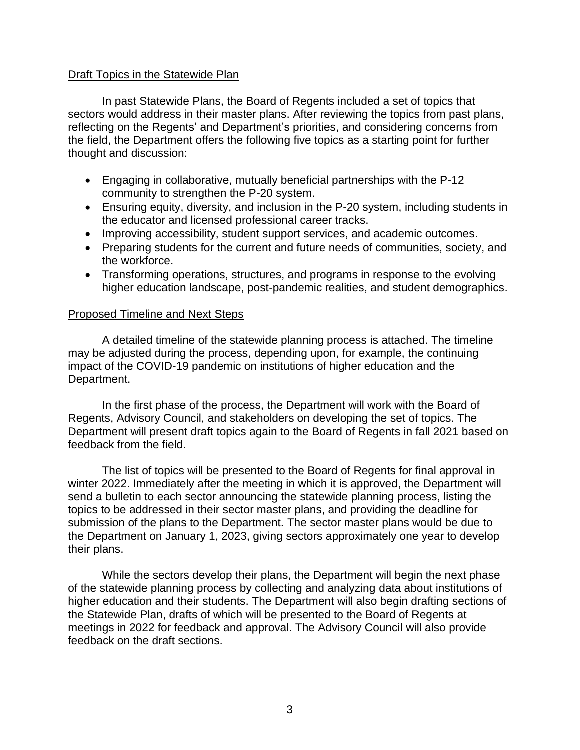## Draft Topics in the Statewide Plan

In past Statewide Plans, the Board of Regents included a set of topics that sectors would address in their master plans. After reviewing the topics from past plans, reflecting on the Regents' and Department's priorities, and considering concerns from the field, the Department offers the following five topics as a starting point for further thought and discussion:

- Engaging in collaborative, mutually beneficial partnerships with the P-12 community to strengthen the P-20 system.
- Ensuring equity, diversity, and inclusion in the P-20 system, including students in the educator and licensed professional career tracks.
- Improving accessibility, student support services, and academic outcomes.
- Preparing students for the current and future needs of communities, society, and the workforce.
- Transforming operations, structures, and programs in response to the evolving higher education landscape, post-pandemic realities, and student demographics.

## Proposed Timeline and Next Steps

A detailed timeline of the statewide planning process is attached. The timeline may be adjusted during the process, depending upon, for example, the continuing impact of the COVID-19 pandemic on institutions of higher education and the Department.

In the first phase of the process, the Department will work with the Board of Regents, Advisory Council, and stakeholders on developing the set of topics. The Department will present draft topics again to the Board of Regents in fall 2021 based on feedback from the field.

The list of topics will be presented to the Board of Regents for final approval in winter 2022. Immediately after the meeting in which it is approved, the Department will send a bulletin to each sector announcing the statewide planning process, listing the topics to be addressed in their sector master plans, and providing the deadline for submission of the plans to the Department. The sector master plans would be due to the Department on January 1, 2023, giving sectors approximately one year to develop their plans.

While the sectors develop their plans, the Department will begin the next phase of the statewide planning process by collecting and analyzing data about institutions of higher education and their students. The Department will also begin drafting sections of the Statewide Plan, drafts of which will be presented to the Board of Regents at meetings in 2022 for feedback and approval. The Advisory Council will also provide feedback on the draft sections.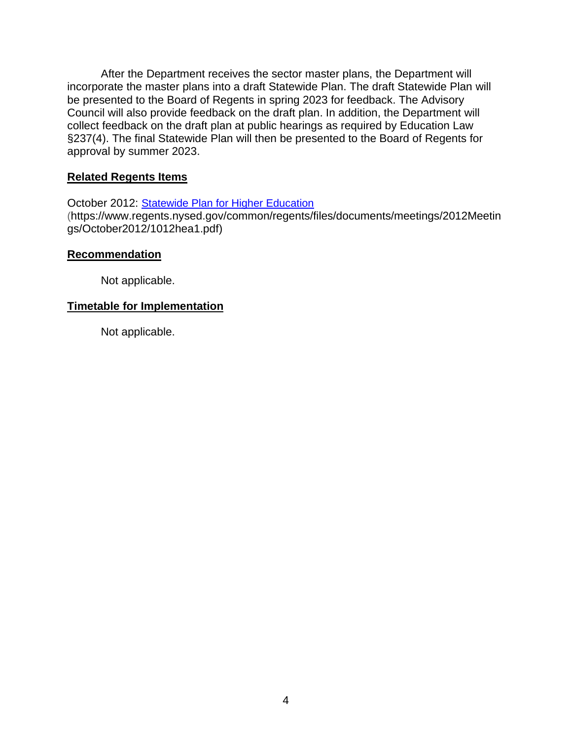After the Department receives the sector master plans, the Department will incorporate the master plans into a draft Statewide Plan. The draft Statewide Plan will be presented to the Board of Regents in spring 2023 for feedback. The Advisory Council will also provide feedback on the draft plan. In addition, the Department will collect feedback on the draft plan at public hearings as required by Education Law §237(4). The final Statewide Plan will then be presented to the Board of Regents for approval by summer 2023.

## Related Regents Items

October 2012: [Statewide Plan for Higher Education](https://www.regents.nysed.gov/common/regents/files/documents/meetings/2012Meetings/October2012/1012hea1.pdf) (https://www.regents.nysed.gov/common/regents/files/documents/meetings/2012Meetings/October2012/1012hea1.pdf)

## Recommendation

Not applicable.

## Timetable for Implementation

Not applicable.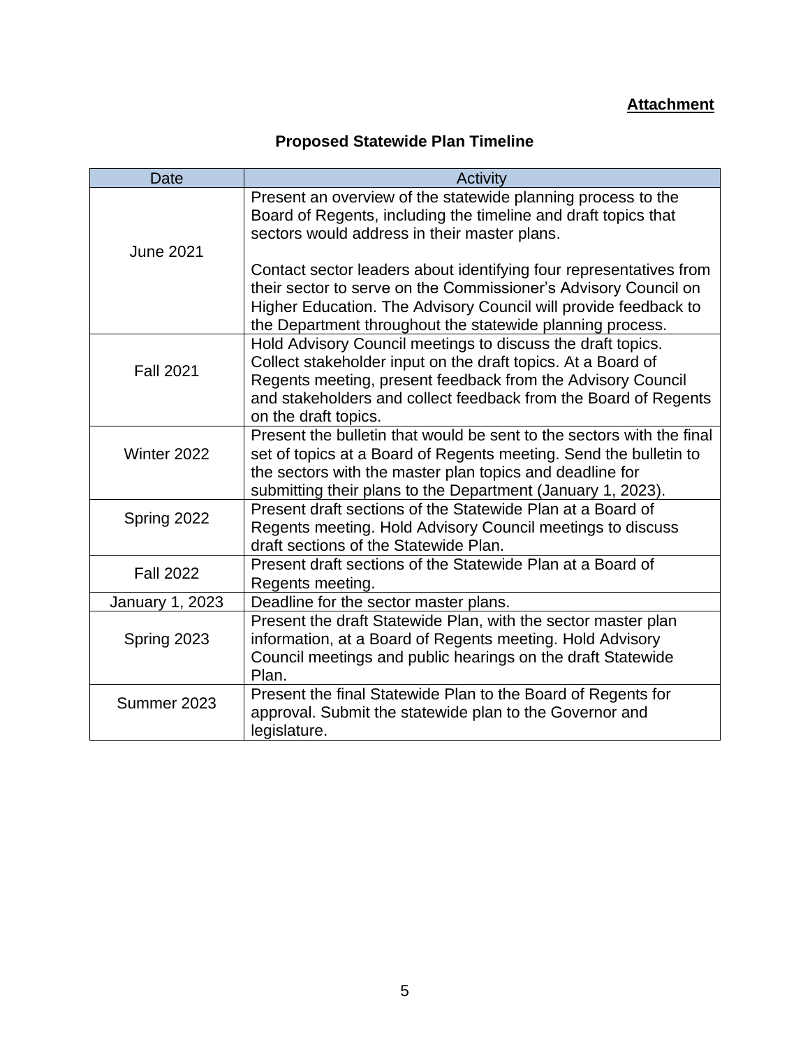**Attachment**

**Proposed Statewide Plan Timeline**

| Date | Activity |
| --- | --- |
| June 2021 | Present an overview of the statewide planning process to the Board of Regents, including the timeline and draft topics that sectors would address in their master plans.<br><br>Contact sector leaders about identifying four representatives from their sector to serve on the Commissioner's Advisory Council on Higher Education. The Advisory Council will provide feedback to the Department throughout the statewide planning process. |
| Fall 2021 | Hold Advisory Council meetings to discuss the draft topics. Collect stakeholder input on the draft topics. At a Board of Regents meeting, present feedback from the Advisory Council and stakeholders and collect feedback from the Board of Regents on the draft topics. |
| Winter 2022 | Present the bulletin that would be sent to the sectors with the final set of topics at a Board of Regents meeting. Send the bulletin to the sectors with the master plan topics and deadline for submitting their plans to the Department (January 1, 2023). |
| Spring 2022 | Present draft sections of the Statewide Plan at a Board of Regents meeting. Hold Advisory Council meetings to discuss draft sections of the Statewide Plan. |
| Fall 2022 | Present draft sections of the Statewide Plan at a Board of Regents meeting. |
| January 1, 2023 | Deadline for the sector master plans. |
| Spring 2023 | Present the draft Statewide Plan, with the sector master plan information, at a Board of Regents meeting. Hold Advisory Council meetings and public hearings on the draft Statewide Plan. |
| Summer 2023 | Present the final Statewide Plan to the Board of Regents for approval. Submit the statewide plan to the Governor and legislature. |